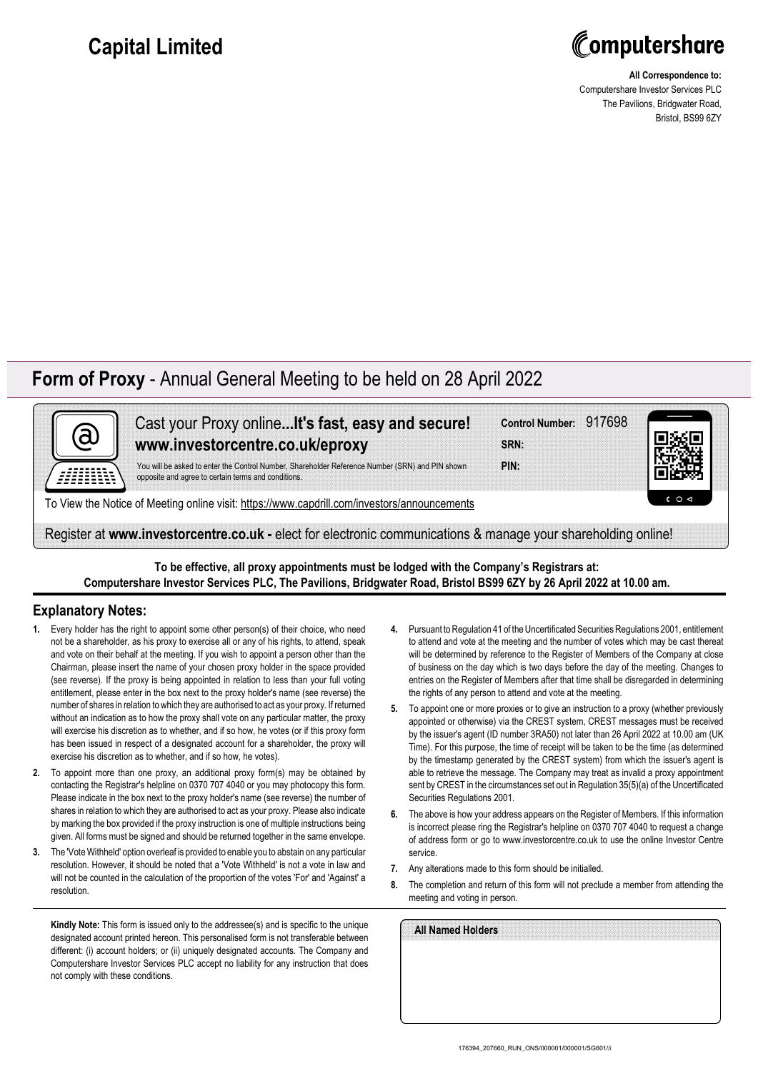# Capital Limited

**computershare**

**All Correspondence to:**
Computershare Investor Services PLC
The Pavilions, Bridgwater Road,
Bristol, BS99 6ZY

## **Form of Proxy** - Annual General Meeting to be held on 28 April 2022

Cast your Proxy online**...It's fast, easy and secure!**
**www.investorcentre.co.uk/eproxy**

You will be asked to enter the Control Number, Shareholder Reference Number (SRN) and PIN shown opposite and agree to certain terms and conditions.

**Control Number:** 917698
**SRN:**
**PIN:**

To View the Notice of Meeting online visit: https://www.capdrill.com/investors/announcements

Register at **www.investorcentre.co.uk -** elect for electronic communications & manage your shareholding online!

**To be effective, all proxy appointments must be lodged with the Company's Registrars at:**
**Computershare Investor Services PLC, The Pavilions, Bridgwater Road, Bristol BS99 6ZY by 26 April 2022 at 10.00 am.**

## Explanatory Notes:

1. Every holder has the right to appoint some other person(s) of their choice, who need not be a shareholder, as his proxy to exercise all or any of his rights, to attend, speak and vote on their behalf at the meeting. If you wish to appoint a person other than the Chairman, please insert the name of your chosen proxy holder in the space provided (see reverse). If the proxy is being appointed in relation to less than your full voting entitlement, please enter in the box next to the proxy holder's name (see reverse) the number of shares in relation to which they are authorised to act as your proxy. If returned without an indication as to how the proxy shall vote on any particular matter, the proxy will exercise his discretion as to whether, and if so how, he votes (or if this proxy form has been issued in respect of a designated account for a shareholder, the proxy will exercise his discretion as to whether, and if so how, he votes).
2. To appoint more than one proxy, an additional proxy form(s) may be obtained by contacting the Registrar's helpline on 0370 707 4040 or you may photocopy this form. Please indicate in the box next to the proxy holder's name (see reverse) the number of shares in relation to which they are authorised to act as your proxy. Please also indicate by marking the box provided if the proxy instruction is one of multiple instructions being given. All forms must be signed and should be returned together in the same envelope.
3. The 'Vote Withheld' option overleaf is provided to enable you to abstain on any particular resolution. However, it should be noted that a 'Vote Withheld' is not a vote in law and will not be counted in the calculation of the proportion of the votes 'For' and 'Against' a resolution.
4. Pursuant to Regulation 41 of the Uncertificated Securities Regulations 2001, entitlement to attend and vote at the meeting and the number of votes which may be cast thereat will be determined by reference to the Register of Members of the Company at close of business on the day which is two days before the day of the meeting. Changes to entries on the Register of Members after that time shall be disregarded in determining the rights of any person to attend and vote at the meeting.
5. To appoint one or more proxies or to give an instruction to a proxy (whether previously appointed or otherwise) via the CREST system, CREST messages must be received by the issuer's agent (ID number 3RA50) not later than 26 April 2022 at 10.00 am (UK Time). For this purpose, the time of receipt will be taken to be the time (as determined by the timestamp generated by the CREST system) from which the issuer's agent is able to retrieve the message. The Company may treat as invalid a proxy appointment sent by CREST in the circumstances set out in Regulation 35(5)(a) of the Uncertificated Securities Regulations 2001.
6. The above is how your address appears on the Register of Members. If this information is incorrect please ring the Registrar's helpline on 0370 707 4040 to request a change of address form or go to www.investorcentre.co.uk to use the online Investor Centre service.
7. Any alterations made to this form should be initialled.
8. The completion and return of this form will not preclude a member from attending the meeting and voting in person.

**Kindly Note:** This form is issued only to the addressee(s) and is specific to the unique designated account printed hereon. This personalised form is not transferable between different: (i) account holders; or (ii) uniquely designated accounts. The Company and Computershare Investor Services PLC accept no liability for any instruction that does not comply with these conditions.

**All Named Holders**

176394_207660_RUN_ONS/000001/000001/SG601//i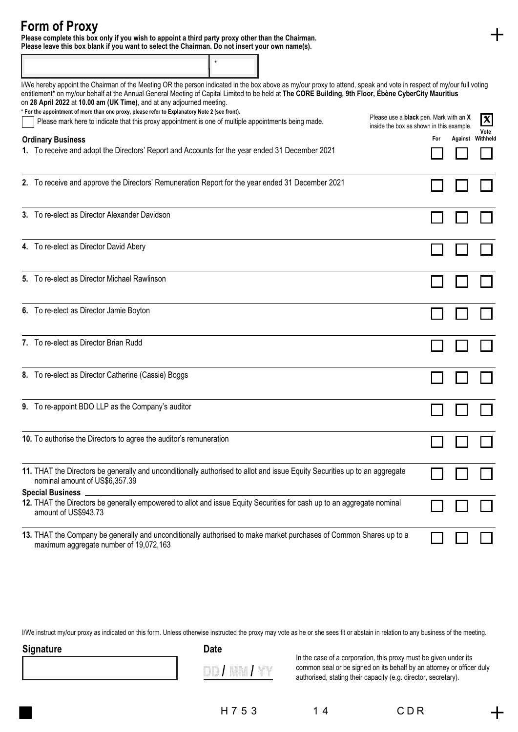# Form of Proxy

**Please complete this box only if you wish to appoint a third party proxy other than the Chairman.**
**Please leave this box blank if you want to select the Chairman. Do not insert your own name(s).**

| | * |
|---|---|

I/We hereby appoint the Chairman of the Meeting OR the person indicated in the box above as my/our proxy to attend, speak and vote in respect of my/our full voting entitlement* on my/our behalf at the Annual General Meeting of Capital Limited to be held at **The CORE Building, 9th Floor, Ébène CyberCity Mauritius** on **28 April 2022** at **10.00 am (UK Time)**, and at any adjourned meeting.

**\* For the appointment of more than one proxy, please refer to Explanatory Note 2 (see front).**

☐ Please mark here to indicate that this proxy appointment is one of multiple appointments being made.

Please use a **black** pen. Mark with an **X** inside the box as shown in this example. ☒

| Ordinary Business | For | Against | Vote Withheld |
|---|---|---|---|
| **1.** To receive and adopt the Directors' Report and Accounts for the year ended 31 December 2021 | ☐ | ☐ | ☐ |
| **2.** To receive and approve the Directors' Remuneration Report for the year ended 31 December 2021 | ☐ | ☐ | ☐ |
| **3.** To re-elect as Director Alexander Davidson | ☐ | ☐ | ☐ |
| **4.** To re-elect as Director David Abery | ☐ | ☐ | ☐ |
| **5.** To re-elect as Director Michael Rawlinson | ☐ | ☐ | ☐ |
| **6.** To re-elect as Director Jamie Boyton | ☐ | ☐ | ☐ |
| **7.** To re-elect as Director Brian Rudd | ☐ | ☐ | ☐ |
| **8.** To re-elect as Director Catherine (Cassie) Boggs | ☐ | ☐ | ☐ |
| **9.** To re-appoint BDO LLP as the Company's auditor | ☐ | ☐ | ☐ |
| **10.** To authorise the Directors to agree the auditor's remuneration | ☐ | ☐ | ☐ |
| **11.** THAT the Directors be generally and unconditionally authorised to allot and issue Equity Securities up to an aggregate nominal amount of US$6,357.39 | ☐ | ☐ | ☐ |
| **Special Business** | | | |
| **12.** THAT the Directors be generally empowered to allot and issue Equity Securities for cash up to an aggregate nominal amount of US$943.73 | ☐ | ☐ | ☐ |
| **13.** THAT the Company be generally and unconditionally authorised to make market purchases of Common Shares up to a maximum aggregate number of 19,072,163 | ☐ | ☐ | ☐ |

I/We instruct my/our proxy as indicated on this form. Unless otherwise instructed the proxy may vote as he or she sees fit or abstain in relation to any business of the meeting.

**Signature**

**Date**

DD / MM / YY

In the case of a corporation, this proxy must be given under its common seal or be signed on its behalf by an attorney or officer duly authorised, stating their capacity (e.g. director, secretary).

H753 14 CDR